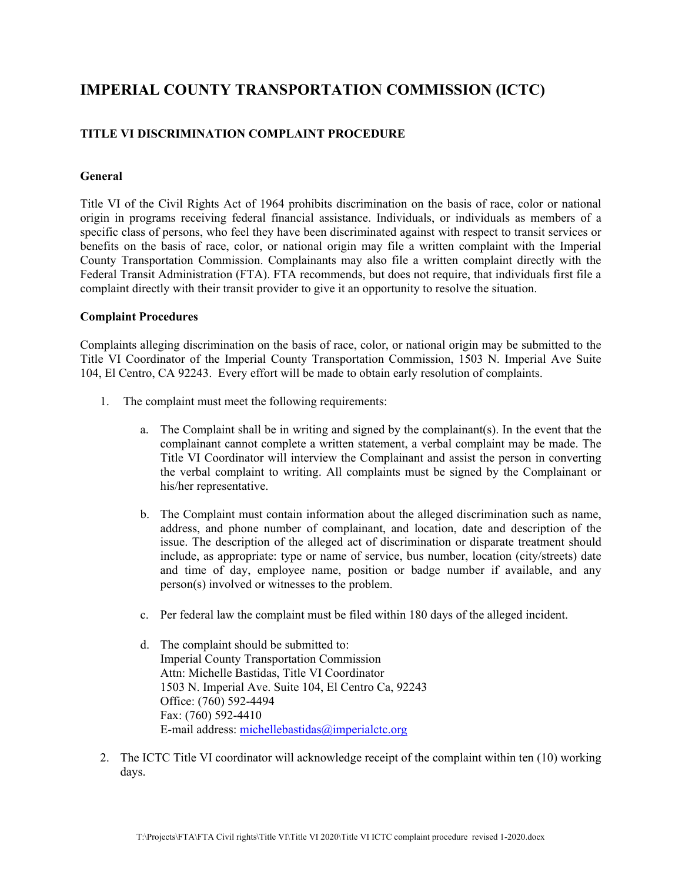# IMPERIAL COUNTY TRANSPORTATION COMMISSION (ICTC)

## TITLE VI DISCRIMINATION COMPLAINT PROCEDURE

### General

Title VI of the Civil Rights Act of 1964 prohibits discrimination on the basis of race, color or national origin in programs receiving federal financial assistance. Individuals, or individuals as members of a specific class of persons, who feel they have been discriminated against with respect to transit services or benefits on the basis of race, color, or national origin may file a written complaint with the Imperial County Transportation Commission. Complainants may also file a written complaint directly with the Federal Transit Administration (FTA). FTA recommends, but does not require, that individuals first file a complaint directly with their transit provider to give it an opportunity to resolve the situation.

### Complaint Procedures

Complaints alleging discrimination on the basis of race, color, or national origin may be submitted to the Title VI Coordinator of the Imperial County Transportation Commission, 1503 N. Imperial Ave Suite 104, El Centro, CA 92243. Every effort will be made to obtain early resolution of complaints.

1. The complaint must meet the following requirements:

   a. The Complaint shall be in writing and signed by the complainant(s). In the event that the complainant cannot complete a written statement, a verbal complaint may be made. The Title VI Coordinator will interview the Complainant and assist the person in converting the verbal complaint to writing. All complaints must be signed by the Complainant or his/her representative.

   b. The Complaint must contain information about the alleged discrimination such as name, address, and phone number of complainant, and location, date and description of the issue. The description of the alleged act of discrimination or disparate treatment should include, as appropriate: type or name of service, bus number, location (city/streets) date and time of day, employee name, position or badge number if available, and any person(s) involved or witnesses to the problem.

   c. Per federal law the complaint must be filed within 180 days of the alleged incident.

   d. The complaint should be submitted to:
      Imperial County Transportation Commission
      Attn: Michelle Bastidas, Title VI Coordinator
      1503 N. Imperial Ave. Suite 104, El Centro Ca, 92243
      Office: (760) 592-4494
      Fax: (760) 592-4410
      E-mail address: michellebastidas@imperialctc.org

2. The ICTC Title VI coordinator will acknowledge receipt of the complaint within ten (10) working days.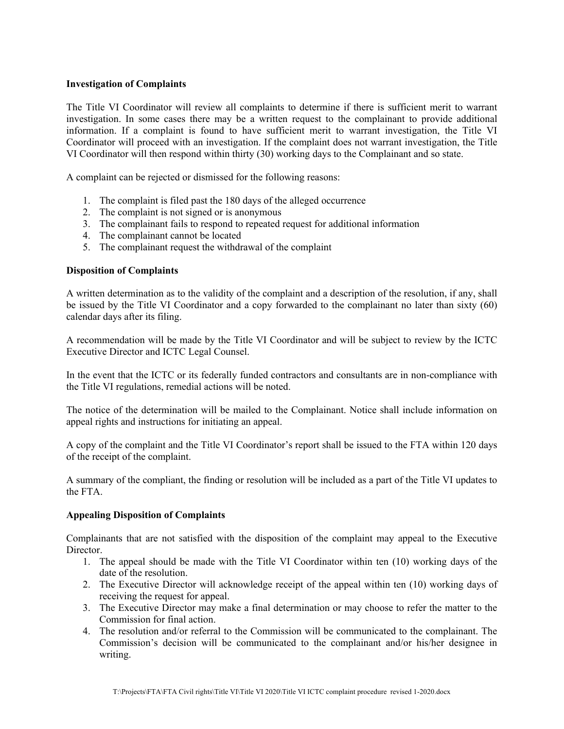**Investigation of Complaints**

The Title VI Coordinator will review all complaints to determine if there is sufficient merit to warrant investigation. In some cases there may be a written request to the complainant to provide additional information. If a complaint is found to have sufficient merit to warrant investigation, the Title VI Coordinator will proceed with an investigation. If the complaint does not warrant investigation, the Title VI Coordinator will then respond within thirty (30) working days to the Complainant and so state.

A complaint can be rejected or dismissed for the following reasons:

1. The complaint is filed past the 180 days of the alleged occurrence
2. The complaint is not signed or is anonymous
3. The complainant fails to respond to repeated request for additional information
4. The complainant cannot be located
5. The complainant request the withdrawal of the complaint

**Disposition of Complaints**

A written determination as to the validity of the complaint and a description of the resolution, if any, shall be issued by the Title VI Coordinator and a copy forwarded to the complainant no later than sixty (60) calendar days after its filing.

A recommendation will be made by the Title VI Coordinator and will be subject to review by the ICTC Executive Director and ICTC Legal Counsel.

In the event that the ICTC or its federally funded contractors and consultants are in non-compliance with the Title VI regulations, remedial actions will be noted.

The notice of the determination will be mailed to the Complainant. Notice shall include information on appeal rights and instructions for initiating an appeal.

A copy of the complaint and the Title VI Coordinator's report shall be issued to the FTA within 120 days of the receipt of the complaint.

A summary of the compliant, the finding or resolution will be included as a part of the Title VI updates to the FTA.

**Appealing Disposition of Complaints**

Complainants that are not satisfied with the disposition of the complaint may appeal to the Executive Director.

1. The appeal should be made with the Title VI Coordinator within ten (10) working days of the date of the resolution.
2. The Executive Director will acknowledge receipt of the appeal within ten (10) working days of receiving the request for appeal.
3. The Executive Director may make a final determination or may choose to refer the matter to the Commission for final action.
4. The resolution and/or referral to the Commission will be communicated to the complainant. The Commission's decision will be communicated to the complainant and/or his/her designee in writing.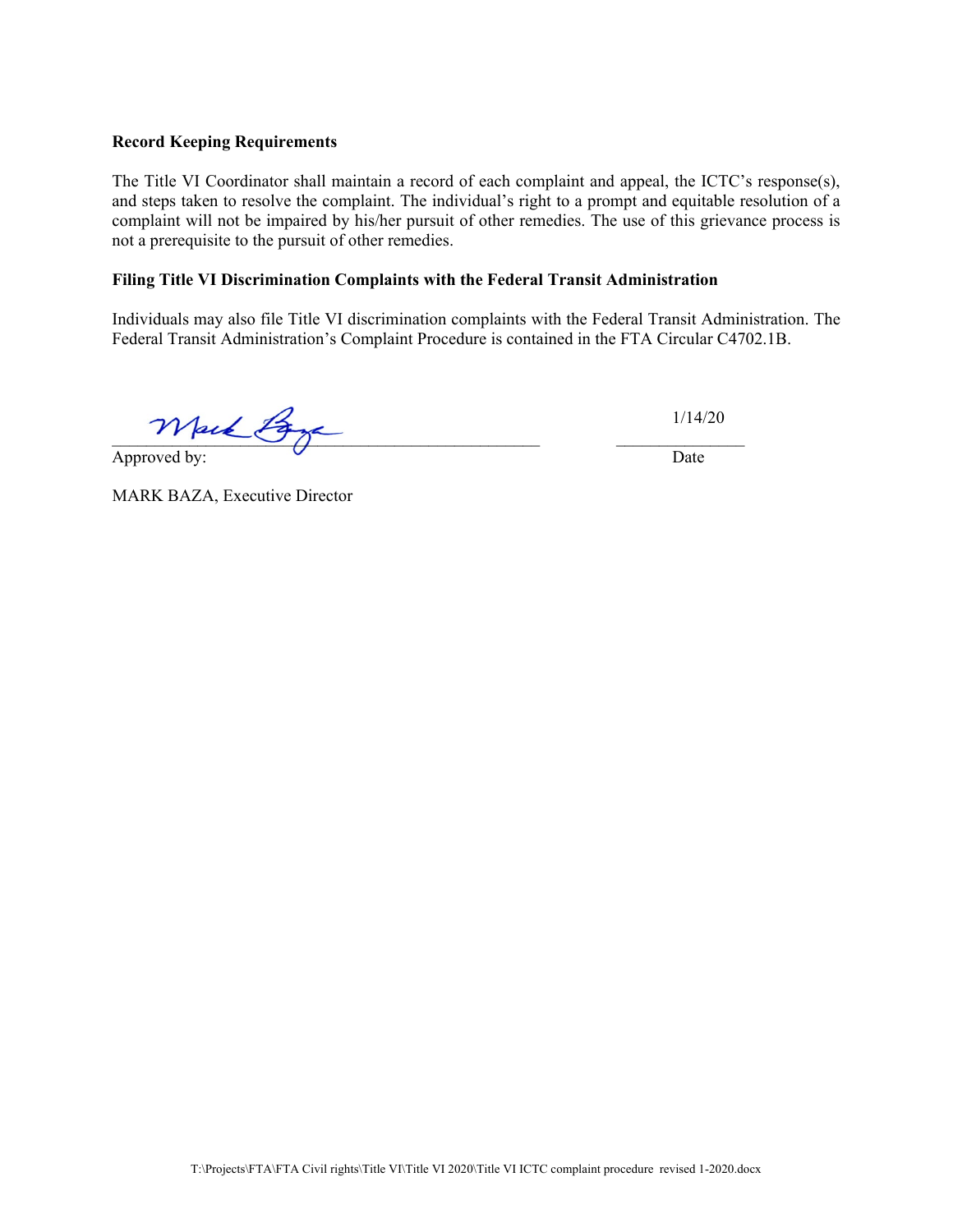**Record Keeping Requirements**

The Title VI Coordinator shall maintain a record of each complaint and appeal, the ICTC's response(s), and steps taken to resolve the complaint. The individual's right to a prompt and equitable resolution of a complaint will not be impaired by his/her pursuit of other remedies. The use of this grievance process is not a prerequisite to the pursuit of other remedies.

**Filing Title VI Discrimination Complaints with the Federal Transit Administration**

Individuals may also file Title VI discrimination complaints with the Federal Transit Administration. The Federal Transit Administration's Complaint Procedure is contained in the FTA Circular C4702.1B.

Mark Baza _______________________________ 1/14/20 ___________

Approved by: Date

MARK BAZA, Executive Director

T:\Projects\FTA\FTA Civil rights\Title VI\Title VI 2020\Title VI ICTC complaint procedure revised 1-2020.docx